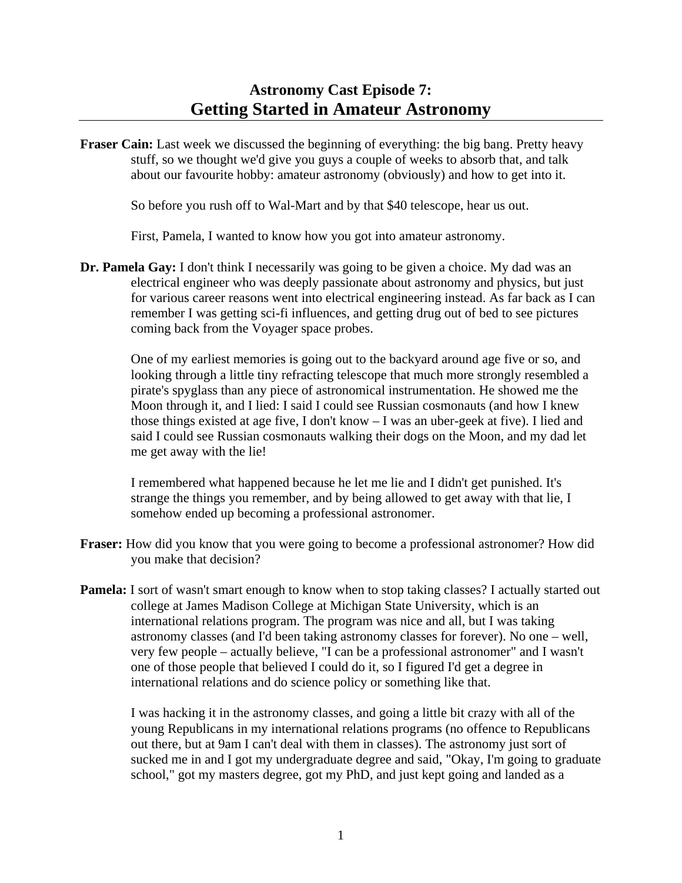# Astronomy Cast Episode 7: Getting Started in Amateur Astronomy

**Fraser Cain:** Last week we discussed the beginning of everything: the big bang. Pretty heavy stuff, so we thought we'd give you guys a couple of weeks to absorb that, and talk about our favourite hobby: amateur astronomy (obviously) and how to get into it.

So before you rush off to Wal-Mart and by that $40 telescope, hear us out.

First, Pamela, I wanted to know how you got into amateur astronomy.

**Dr. Pamela Gay:** I don't think I necessarily was going to be given a choice. My dad was an electrical engineer who was deeply passionate about astronomy and physics, but just for various career reasons went into electrical engineering instead. As far back as I can remember I was getting sci-fi influences, and getting drug out of bed to see pictures coming back from the Voyager space probes.

One of my earliest memories is going out to the backyard around age five or so, and looking through a little tiny refracting telescope that much more strongly resembled a pirate's spyglass than any piece of astronomical instrumentation. He showed me the Moon through it, and I lied: I said I could see Russian cosmonauts (and how I knew those things existed at age five, I don't know – I was an uber-geek at five). I lied and said I could see Russian cosmonauts walking their dogs on the Moon, and my dad let me get away with the lie!

I remembered what happened because he let me lie and I didn't get punished. It's strange the things you remember, and by being allowed to get away with that lie, I somehow ended up becoming a professional astronomer.

**Fraser:** How did you know that you were going to become a professional astronomer? How did you make that decision?

**Pamela:** I sort of wasn't smart enough to know when to stop taking classes? I actually started out college at James Madison College at Michigan State University, which is an international relations program. The program was nice and all, but I was taking astronomy classes (and I'd been taking astronomy classes for forever). No one – well, very few people – actually believe, "I can be a professional astronomer" and I wasn't one of those people that believed I could do it, so I figured I'd get a degree in international relations and do science policy or something like that.

I was hacking it in the astronomy classes, and going a little bit crazy with all of the young Republicans in my international relations programs (no offence to Republicans out there, but at 9am I can't deal with them in classes). The astronomy just sort of sucked me in and I got my undergraduate degree and said, "Okay, I'm going to graduate school," got my masters degree, got my PhD, and just kept going and landed as a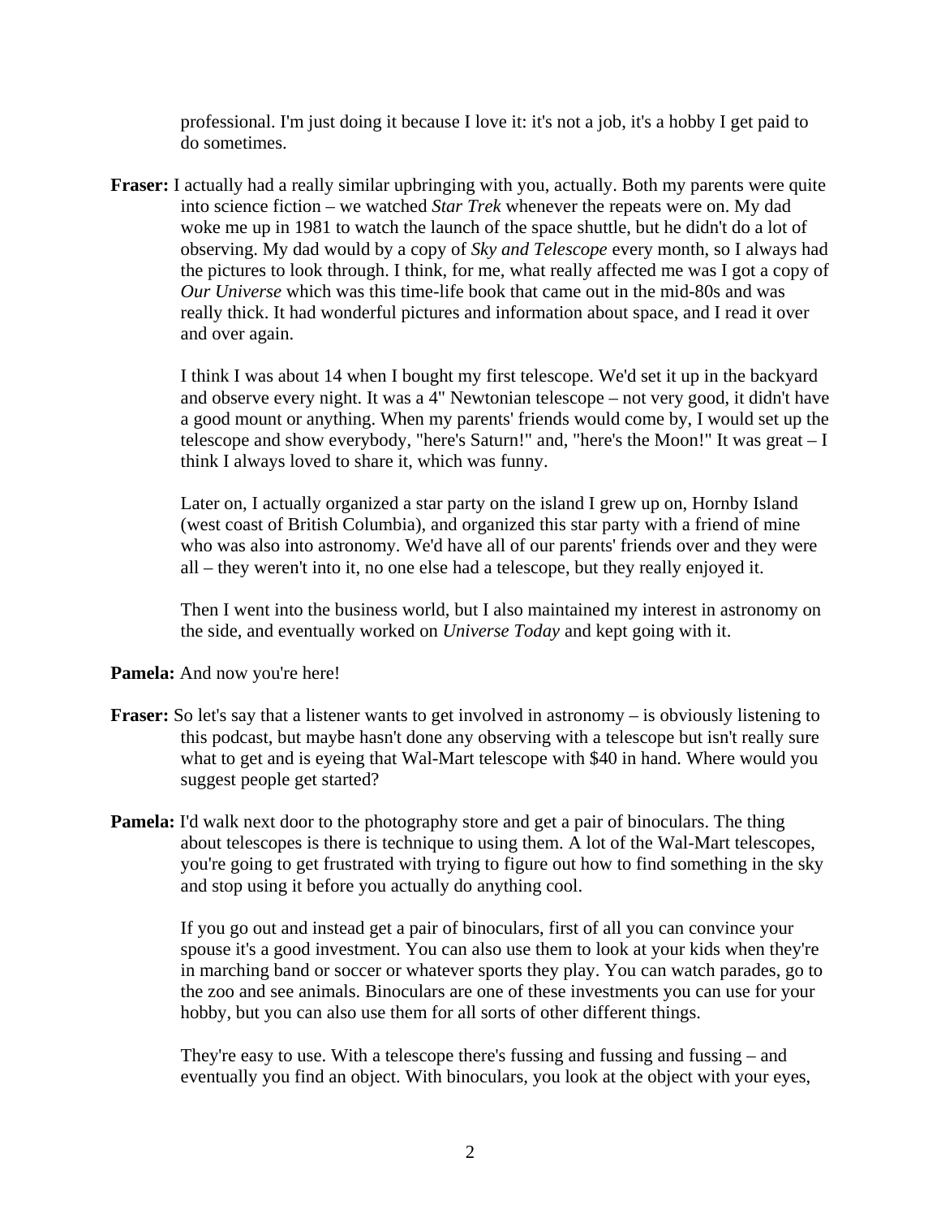professional. I'm just doing it because I love it: it's not a job, it's a hobby I get paid to do sometimes.

**Fraser:** I actually had a really similar upbringing with you, actually. Both my parents were quite into science fiction – we watched *Star Trek* whenever the repeats were on. My dad woke me up in 1981 to watch the launch of the space shuttle, but he didn't do a lot of observing. My dad would by a copy of *Sky and Telescope* every month, so I always had the pictures to look through. I think, for me, what really affected me was I got a copy of *Our Universe* which was this time-life book that came out in the mid-80s and was really thick. It had wonderful pictures and information about space, and I read it over and over again.

I think I was about 14 when I bought my first telescope. We'd set it up in the backyard and observe every night. It was a 4" Newtonian telescope – not very good, it didn't have a good mount or anything. When my parents' friends would come by, I would set up the telescope and show everybody, "here's Saturn!" and, "here's the Moon!" It was great – I think I always loved to share it, which was funny.

Later on, I actually organized a star party on the island I grew up on, Hornby Island (west coast of British Columbia), and organized this star party with a friend of mine who was also into astronomy. We'd have all of our parents' friends over and they were all – they weren't into it, no one else had a telescope, but they really enjoyed it.

Then I went into the business world, but I also maintained my interest in astronomy on the side, and eventually worked on *Universe Today* and kept going with it.

**Pamela:** And now you're here!

**Fraser:** So let's say that a listener wants to get involved in astronomy – is obviously listening to this podcast, but maybe hasn't done any observing with a telescope but isn't really sure what to get and is eyeing that Wal-Mart telescope with $40 in hand. Where would you suggest people get started?

**Pamela:** I'd walk next door to the photography store and get a pair of binoculars. The thing about telescopes is there is technique to using them. A lot of the Wal-Mart telescopes, you're going to get frustrated with trying to figure out how to find something in the sky and stop using it before you actually do anything cool.

If you go out and instead get a pair of binoculars, first of all you can convince your spouse it's a good investment. You can also use them to look at your kids when they're in marching band or soccer or whatever sports they play. You can watch parades, go to the zoo and see animals. Binoculars are one of these investments you can use for your hobby, but you can also use them for all sorts of other different things.

They're easy to use. With a telescope there's fussing and fussing and fussing – and eventually you find an object. With binoculars, you look at the object with your eyes,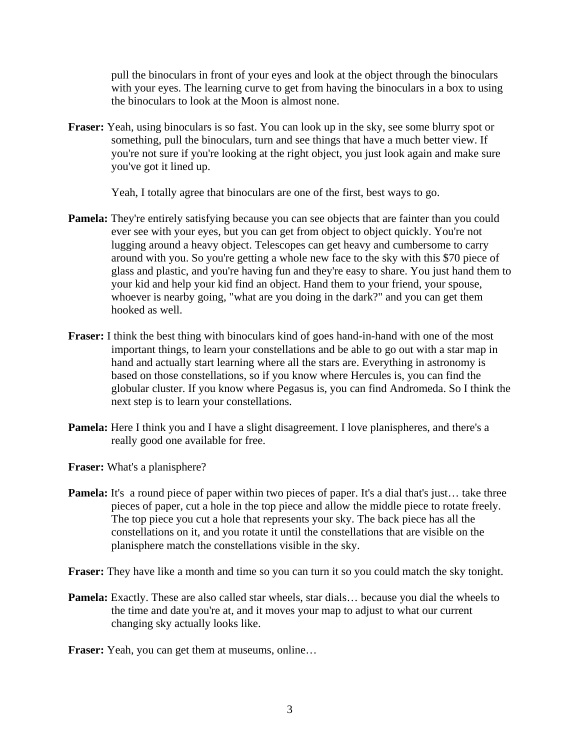pull the binoculars in front of your eyes and look at the object through the binoculars with your eyes. The learning curve to get from having the binoculars in a box to using the binoculars to look at the Moon is almost none.

**Fraser:** Yeah, using binoculars is so fast. You can look up in the sky, see some blurry spot or something, pull the binoculars, turn and see things that have a much better view. If you're not sure if you're looking at the right object, you just look again and make sure you've got it lined up.

Yeah, I totally agree that binoculars are one of the first, best ways to go.

**Pamela:** They're entirely satisfying because you can see objects that are fainter than you could ever see with your eyes, but you can get from object to object quickly. You're not lugging around a heavy object. Telescopes can get heavy and cumbersome to carry around with you. So you're getting a whole new face to the sky with this $70 piece of glass and plastic, and you're having fun and they're easy to share. You just hand them to your kid and help your kid find an object. Hand them to your friend, your spouse, whoever is nearby going, "what are you doing in the dark?" and you can get them hooked as well.

**Fraser:** I think the best thing with binoculars kind of goes hand-in-hand with one of the most important things, to learn your constellations and be able to go out with a star map in hand and actually start learning where all the stars are. Everything in astronomy is based on those constellations, so if you know where Hercules is, you can find the globular cluster. If you know where Pegasus is, you can find Andromeda. So I think the next step is to learn your constellations.

**Pamela:** Here I think you and I have a slight disagreement. I love planispheres, and there's a really good one available for free.

**Fraser:** What's a planisphere?

**Pamela:** It's a round piece of paper within two pieces of paper. It's a dial that's just… take three pieces of paper, cut a hole in the top piece and allow the middle piece to rotate freely. The top piece you cut a hole that represents your sky. The back piece has all the constellations on it, and you rotate it until the constellations that are visible on the planisphere match the constellations visible in the sky.

**Fraser:** They have like a month and time so you can turn it so you could match the sky tonight.

**Pamela:** Exactly. These are also called star wheels, star dials… because you dial the wheels to the time and date you're at, and it moves your map to adjust to what our current changing sky actually looks like.

**Fraser:** Yeah, you can get them at museums, online…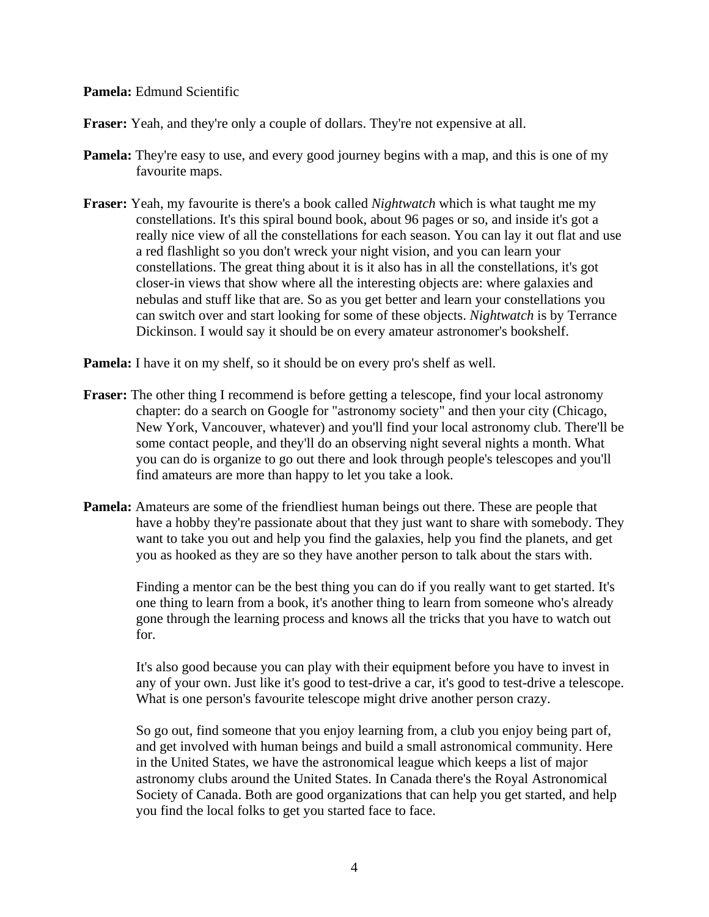**Pamela:** Edmund Scientific

**Fraser:** Yeah, and they're only a couple of dollars. They're not expensive at all.

**Pamela:** They're easy to use, and every good journey begins with a map, and this is one of my favourite maps.

**Fraser:** Yeah, my favourite is there's a book called *Nightwatch* which is what taught me my constellations. It's this spiral bound book, about 96 pages or so, and inside it's got a really nice view of all the constellations for each season. You can lay it out flat and use a red flashlight so you don't wreck your night vision, and you can learn your constellations. The great thing about it is it also has in all the constellations, it's got closer-in views that show where all the interesting objects are: where galaxies and nebulas and stuff like that are. So as you get better and learn your constellations you can switch over and start looking for some of these objects. *Nightwatch* is by Terrance Dickinson. I would say it should be on every amateur astronomer's bookshelf.

**Pamela:** I have it on my shelf, so it should be on every pro's shelf as well.

**Fraser:** The other thing I recommend is before getting a telescope, find your local astronomy chapter: do a search on Google for "astronomy society" and then your city (Chicago, New York, Vancouver, whatever) and you'll find your local astronomy club. There'll be some contact people, and they'll do an observing night several nights a month. What you can do is organize to go out there and look through people's telescopes and you'll find amateurs are more than happy to let you take a look.

**Pamela:** Amateurs are some of the friendliest human beings out there. These are people that have a hobby they're passionate about that they just want to share with somebody. They want to take you out and help you find the galaxies, help you find the planets, and get you as hooked as they are so they have another person to talk about the stars with.

Finding a mentor can be the best thing you can do if you really want to get started. It's one thing to learn from a book, it's another thing to learn from someone who's already gone through the learning process and knows all the tricks that you have to watch out for.

It's also good because you can play with their equipment before you have to invest in any of your own. Just like it's good to test-drive a car, it's good to test-drive a telescope. What is one person's favourite telescope might drive another person crazy.

So go out, find someone that you enjoy learning from, a club you enjoy being part of, and get involved with human beings and build a small astronomical community. Here in the United States, we have the astronomical league which keeps a list of major astronomy clubs around the United States. In Canada there's the Royal Astronomical Society of Canada. Both are good organizations that can help you get started, and help you find the local folks to get you started face to face.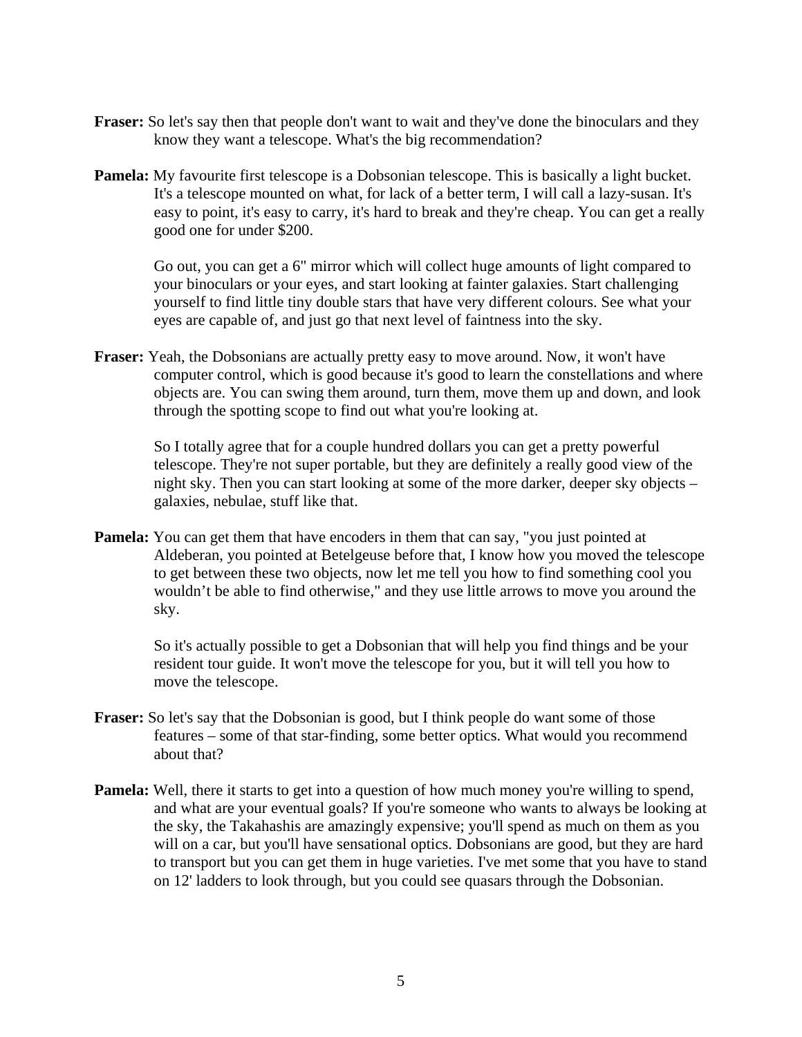**Fraser:** So let's say then that people don't want to wait and they've done the binoculars and they know they want a telescope. What's the big recommendation?

**Pamela:** My favourite first telescope is a Dobsonian telescope. This is basically a light bucket. It's a telescope mounted on what, for lack of a better term, I will call a lazy-susan. It's easy to point, it's easy to carry, it's hard to break and they're cheap. You can get a really good one for under $200.

Go out, you can get a 6" mirror which will collect huge amounts of light compared to your binoculars or your eyes, and start looking at fainter galaxies. Start challenging yourself to find little tiny double stars that have very different colours. See what your eyes are capable of, and just go that next level of faintness into the sky.

**Fraser:** Yeah, the Dobsonians are actually pretty easy to move around. Now, it won't have computer control, which is good because it's good to learn the constellations and where objects are. You can swing them around, turn them, move them up and down, and look through the spotting scope to find out what you're looking at.

So I totally agree that for a couple hundred dollars you can get a pretty powerful telescope. They're not super portable, but they are definitely a really good view of the night sky. Then you can start looking at some of the more darker, deeper sky objects – galaxies, nebulae, stuff like that.

**Pamela:** You can get them that have encoders in them that can say, "you just pointed at Aldebaran, you pointed at Betelgeuse before that, I know how you moved the telescope to get between these two objects, now let me tell you how to find something cool you wouldn't be able to find otherwise," and they use little arrows to move you around the sky.

So it's actually possible to get a Dobsonian that will help you find things and be your resident tour guide. It won't move the telescope for you, but it will tell you how to move the telescope.

**Fraser:** So let's say that the Dobsonian is good, but I think people do want some of those features – some of that star-finding, some better optics. What would you recommend about that?

**Pamela:** Well, there it starts to get into a question of how much money you're willing to spend, and what are your eventual goals? If you're someone who wants to always be looking at the sky, the Takahashis are amazingly expensive; you'll spend as much on them as you will on a car, but you'll have sensational optics. Dobsonians are good, but they are hard to transport but you can get them in huge varieties. I've met some that you have to stand on 12' ladders to look through, but you could see quasars through the Dobsonian.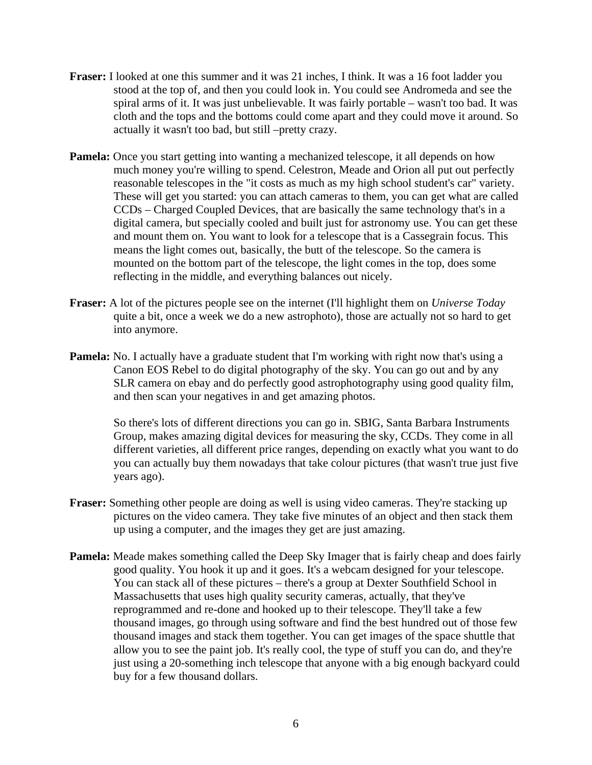**Fraser:** I looked at one this summer and it was 21 inches, I think. It was a 16 foot ladder you stood at the top of, and then you could look in. You could see Andromeda and see the spiral arms of it. It was just unbelievable. It was fairly portable – wasn't too bad. It was cloth and the tops and the bottoms could come apart and they could move it around. So actually it wasn't too bad, but still –pretty crazy.

**Pamela:** Once you start getting into wanting a mechanized telescope, it all depends on how much money you're willing to spend. Celestron, Meade and Orion all put out perfectly reasonable telescopes in the "it costs as much as my high school student's car" variety. These will get you started: you can attach cameras to them, you can get what are called CCDs – Charged Coupled Devices, that are basically the same technology that's in a digital camera, but specially cooled and built just for astronomy use. You can get these and mount them on. You want to look for a telescope that is a Cassegrain focus. This means the light comes out, basically, the butt of the telescope. So the camera is mounted on the bottom part of the telescope, the light comes in the top, does some reflecting in the middle, and everything balances out nicely.

**Fraser:** A lot of the pictures people see on the internet (I'll highlight them on *Universe Today* quite a bit, once a week we do a new astrophoto), those are actually not so hard to get into anymore.

**Pamela:** No. I actually have a graduate student that I'm working with right now that's using a Canon EOS Rebel to do digital photography of the sky. You can go out and by any SLR camera on ebay and do perfectly good astrophotography using good quality film, and then scan your negatives in and get amazing photos.

So there's lots of different directions you can go in. SBIG, Santa Barbara Instruments Group, makes amazing digital devices for measuring the sky, CCDs. They come in all different varieties, all different price ranges, depending on exactly what you want to do you can actually buy them nowadays that take colour pictures (that wasn't true just five years ago).

**Fraser:** Something other people are doing as well is using video cameras. They're stacking up pictures on the video camera. They take five minutes of an object and then stack them up using a computer, and the images they get are just amazing.

**Pamela:** Meade makes something called the Deep Sky Imager that is fairly cheap and does fairly good quality. You hook it up and it goes. It's a webcam designed for your telescope. You can stack all of these pictures – there's a group at Dexter Southfield School in Massachusetts that uses high quality security cameras, actually, that they've reprogrammed and re-done and hooked up to their telescope. They'll take a few thousand images, go through using software and find the best hundred out of those few thousand images and stack them together. You can get images of the space shuttle that allow you to see the paint job. It's really cool, the type of stuff you can do, and they're just using a 20-something inch telescope that anyone with a big enough backyard could buy for a few thousand dollars.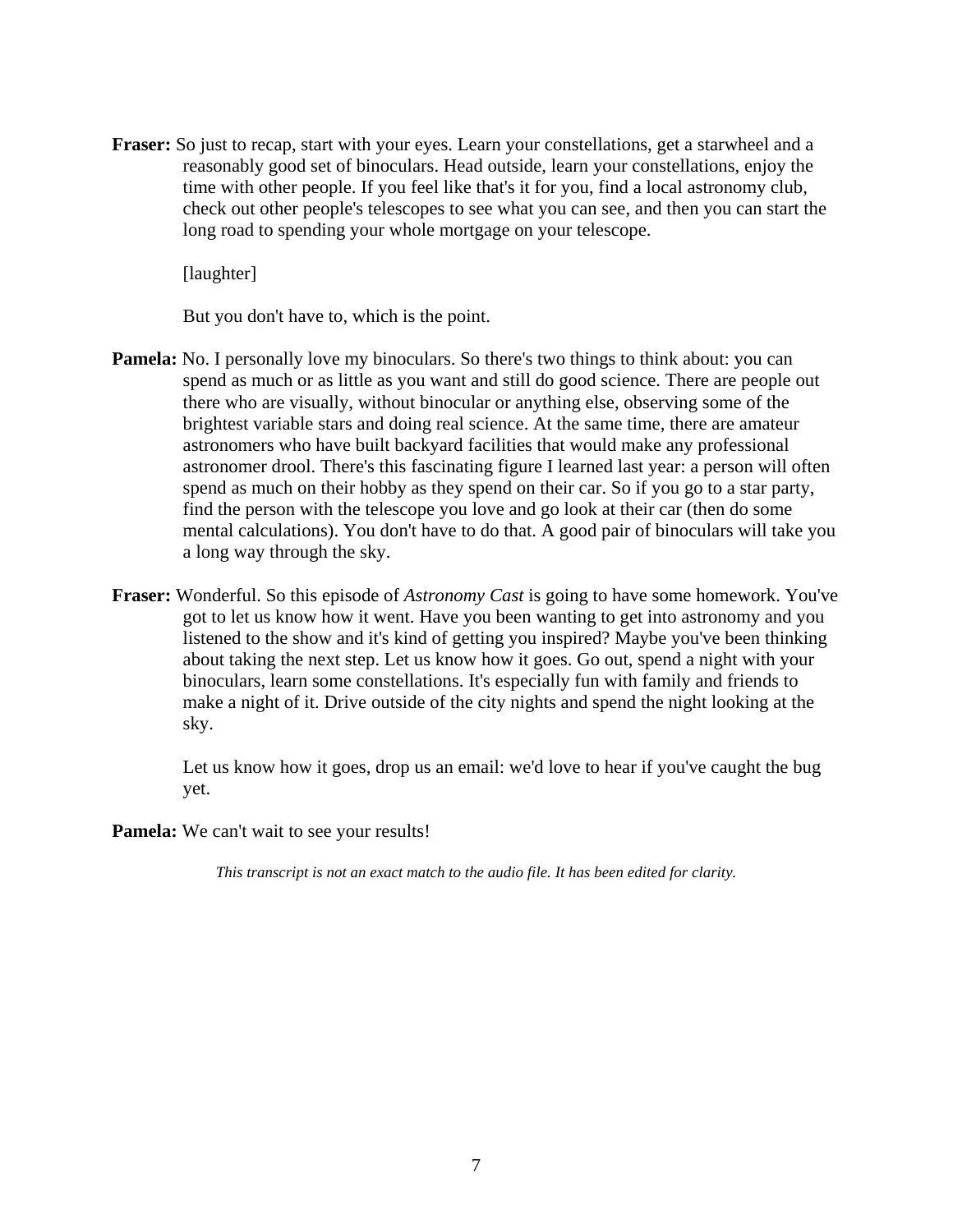**Fraser:** So just to recap, start with your eyes. Learn your constellations, get a starwheel and a reasonably good set of binoculars. Head outside, learn your constellations, enjoy the time with other people. If you feel like that's it for you, find a local astronomy club, check out other people's telescopes to see what you can see, and then you can start the long road to spending your whole mortgage on your telescope.

[laughter]

But you don't have to, which is the point.

**Pamela:** No. I personally love my binoculars. So there's two things to think about: you can spend as much or as little as you want and still do good science. There are people out there who are visually, without binocular or anything else, observing some of the brightest variable stars and doing real science. At the same time, there are amateur astronomers who have built backyard facilities that would make any professional astronomer drool. There's this fascinating figure I learned last year: a person will often spend as much on their hobby as they spend on their car. So if you go to a star party, find the person with the telescope you love and go look at their car (then do some mental calculations). You don't have to do that. A good pair of binoculars will take you a long way through the sky.

**Fraser:** Wonderful. So this episode of *Astronomy Cast* is going to have some homework. You've got to let us know how it went. Have you been wanting to get into astronomy and you listened to the show and it's kind of getting you inspired? Maybe you've been thinking about taking the next step. Let us know how it goes. Go out, spend a night with your binoculars, learn some constellations. It's especially fun with family and friends to make a night of it. Drive outside of the city nights and spend the night looking at the sky.

Let us know how it goes, drop us an email: we'd love to hear if you've caught the bug yet.

**Pamela:** We can't wait to see your results!

*This transcript is not an exact match to the audio file. It has been edited for clarity.*